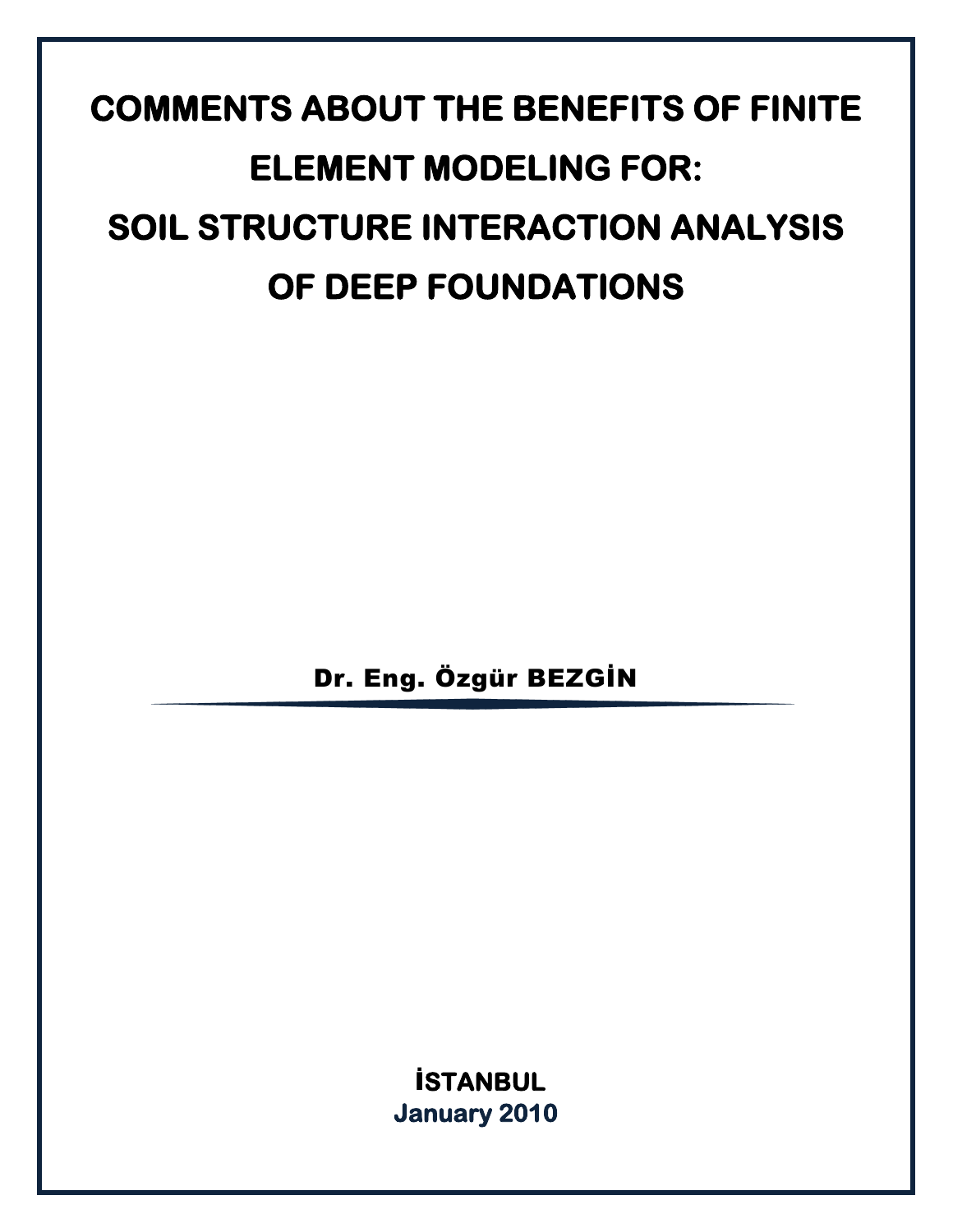# COMMENTS ABOUT THE BENEFITS OF FINITE ELEMENT MODELING FOR: SOIL STRUCTURE INTERACTION ANALYSIS OF DEEP FOUNDATIONS

**Dr. Eng. Özgür BEZGİN**

**İSTANBUL**

**January 2010**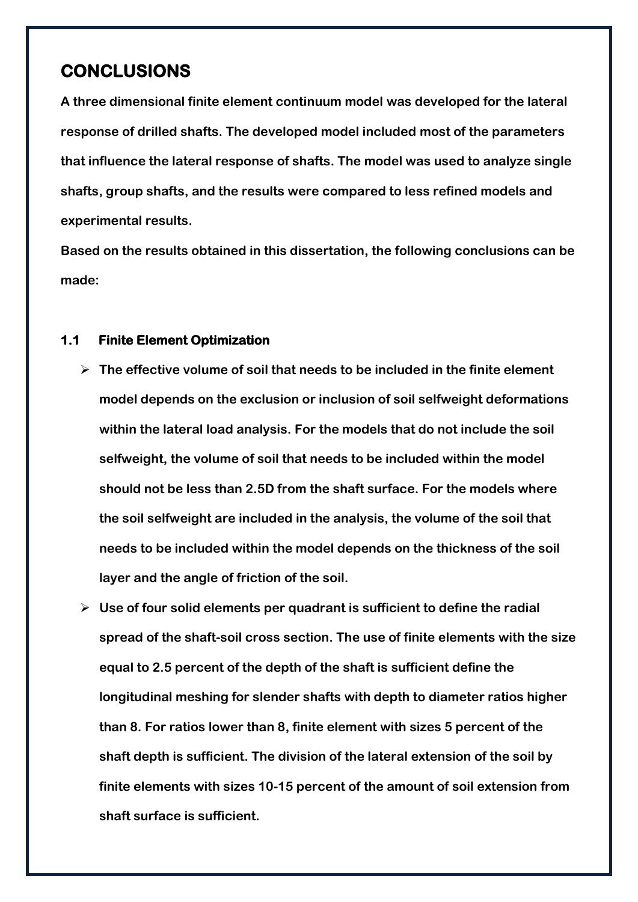# CONCLUSIONS

**A three dimensional finite element continuum model was developed for the lateral response of drilled shafts. The developed model included most of the parameters that influence the lateral response of shafts. The model was used to analyze single shafts, group shafts, and the results were compared to less refined models and experimental results.**

**Based on the results obtained in this dissertation, the following conclusions can be made:**

## 1.1 Finite Element Optimization

- **The effective volume of soil that needs to be included in the finite element model depends on the exclusion or inclusion of soil selfweight deformations within the lateral load analysis. For the models that do not include the soil selfweight, the volume of soil that needs to be included within the model should not be less than 2.5D from the shaft surface. For the models where the soil selfweight are included in the analysis, the volume of the soil that needs to be included within the model depends on the thickness of the soil layer and the angle of friction of the soil.**
- **Use of four solid elements per quadrant is sufficient to define the radial spread of the shaft-soil cross section. The use of finite elements with the size equal to 2.5 percent of the depth of the shaft is sufficient define the longitudinal meshing for slender shafts with depth to diameter ratios higher than 8. For ratios lower than 8, finite element with sizes 5 percent of the shaft depth is sufficient. The division of the lateral extension of the soil by finite elements with sizes 10-15 percent of the amount of soil extension from shaft surface is sufficient.**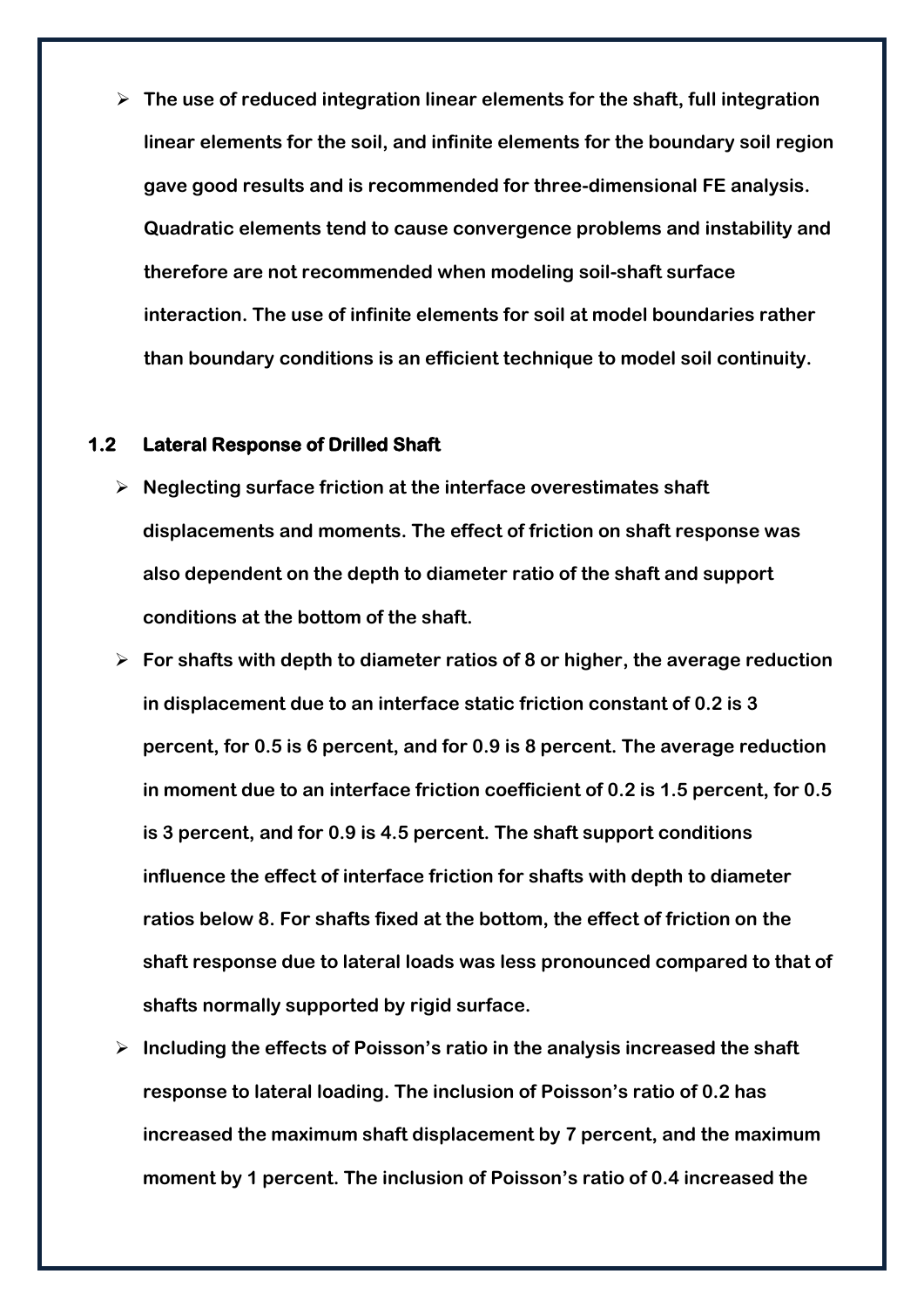- **The use of reduced integration linear elements for the shaft, full integration linear elements for the soil, and infinite elements for the boundary soil region gave good results and is recommended for three-dimensional FE analysis. Quadratic elements tend to cause convergence problems and instability and therefore are not recommended when modeling soil-shaft surface interaction. The use of infinite elements for soil at model boundaries rather than boundary conditions is an efficient technique to model soil continuity.**

## 1.2 Lateral Response of Drilled Shaft

- **Neglecting surface friction at the interface overestimates shaft displacements and moments. The effect of friction on shaft response was also dependent on the depth to diameter ratio of the shaft and support conditions at the bottom of the shaft.**
- **For shafts with depth to diameter ratios of 8 or higher, the average reduction in displacement due to an interface static friction constant of 0.2 is 3 percent, for 0.5 is 6 percent, and for 0.9 is 8 percent. The average reduction in moment due to an interface friction coefficient of 0.2 is 1.5 percent, for 0.5 is 3 percent, and for 0.9 is 4.5 percent. The shaft support conditions influence the effect of interface friction for shafts with depth to diameter ratios below 8. For shafts fixed at the bottom, the effect of friction on the shaft response due to lateral loads was less pronounced compared to that of shafts normally supported by rigid surface.**
- **Including the effects of Poisson's ratio in the analysis increased the shaft response to lateral loading. The inclusion of Poisson's ratio of 0.2 has increased the maximum shaft displacement by 7 percent, and the maximum moment by 1 percent. The inclusion of Poisson's ratio of 0.4 increased the**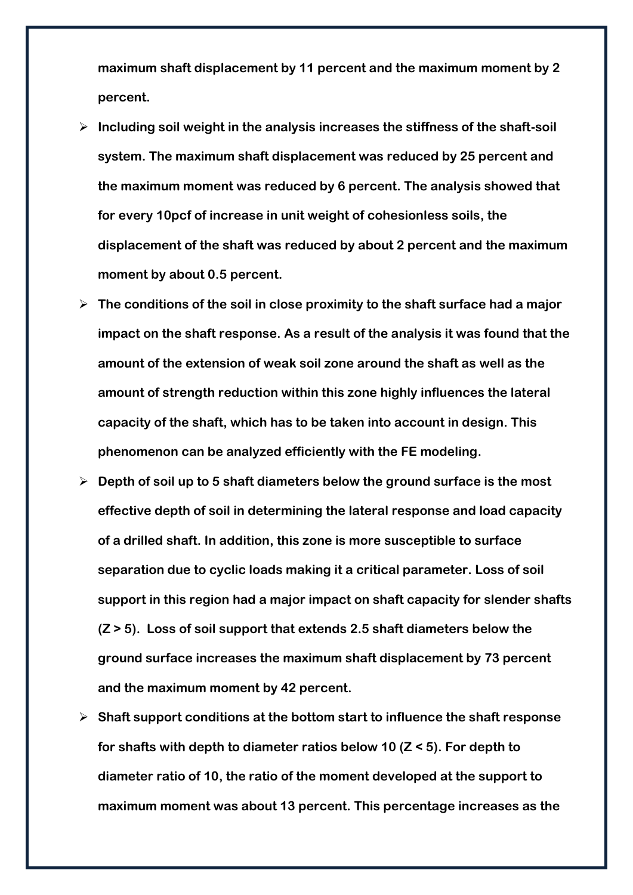**maximum shaft displacement by 11 percent and the maximum moment by 2 percent.**

- **Including soil weight in the analysis increases the stiffness of the shaft-soil system. The maximum shaft displacement was reduced by 25 percent and the maximum moment was reduced by 6 percent. The analysis showed that for every 10pcf of increase in unit weight of cohesionless soils, the displacement of the shaft was reduced by about 2 percent and the maximum moment by about 0.5 percent.**
- **The conditions of the soil in close proximity to the shaft surface had a major impact on the shaft response. As a result of the analysis it was found that the amount of the extension of weak soil zone around the shaft as well as the amount of strength reduction within this zone highly influences the lateral capacity of the shaft, which has to be taken into account in design. This phenomenon can be analyzed efficiently with the FE modeling.**
- **Depth of soil up to 5 shaft diameters below the ground surface is the most effective depth of soil in determining the lateral response and load capacity of a drilled shaft. In addition, this zone is more susceptible to surface separation due to cyclic loads making it a critical parameter. Loss of soil support in this region had a major impact on shaft capacity for slender shafts ($Z > 5$). Loss of soil support that extends 2.5 shaft diameters below the ground surface increases the maximum shaft displacement by 73 percent and the maximum moment by 42 percent.**
- **Shaft support conditions at the bottom start to influence the shaft response for shafts with depth to diameter ratios below 10 ($Z < 5$). For depth to diameter ratio of 10, the ratio of the moment developed at the support to maximum moment was about 13 percent. This percentage increases as the**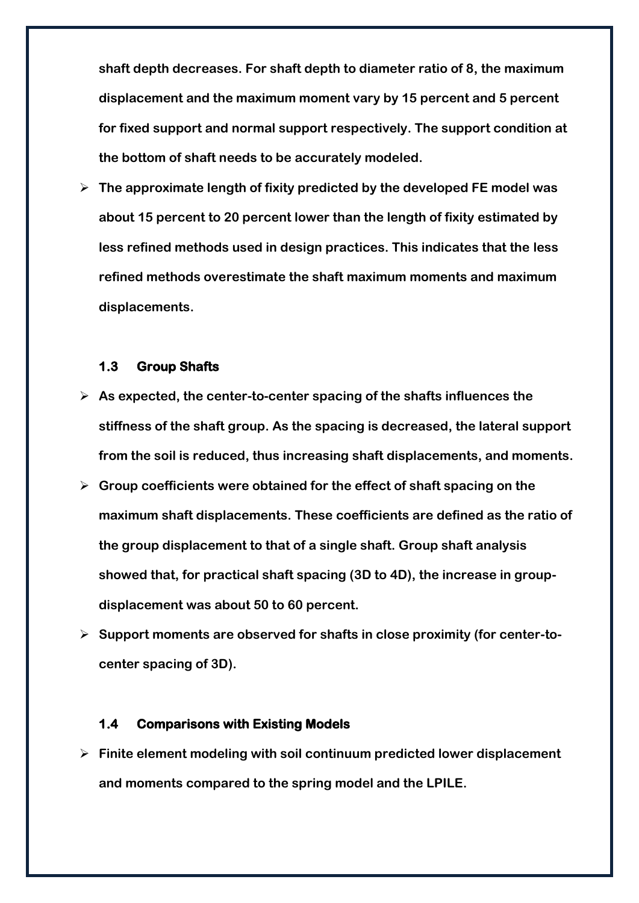shaft depth decreases. For shaft depth to diameter ratio of 8, the maximum displacement and the maximum moment vary by 15 percent and 5 percent for fixed support and normal support respectively. The support condition at the bottom of shaft needs to be accurately modeled.

- The approximate length of fixity predicted by the developed FE model was about 15 percent to 20 percent lower than the length of fixity estimated by less refined methods used in design practices. This indicates that the less refined methods overestimate the shaft maximum moments and maximum displacements.

### 1.3 Group Shafts

- As expected, the center-to-center spacing of the shafts influences the stiffness of the shaft group. As the spacing is decreased, the lateral support from the soil is reduced, thus increasing shaft displacements, and moments.
- Group coefficients were obtained for the effect of shaft spacing on the maximum shaft displacements. These coefficients are defined as the ratio of the group displacement to that of a single shaft. Group shaft analysis showed that, for practical shaft spacing (3D to 4D), the increase in group-displacement was about 50 to 60 percent.
- Support moments are observed for shafts in close proximity (for center-to-center spacing of 3D).

### 1.4 Comparisons with Existing Models

- Finite element modeling with soil continuum predicted lower displacement and moments compared to the spring model and the LPILE.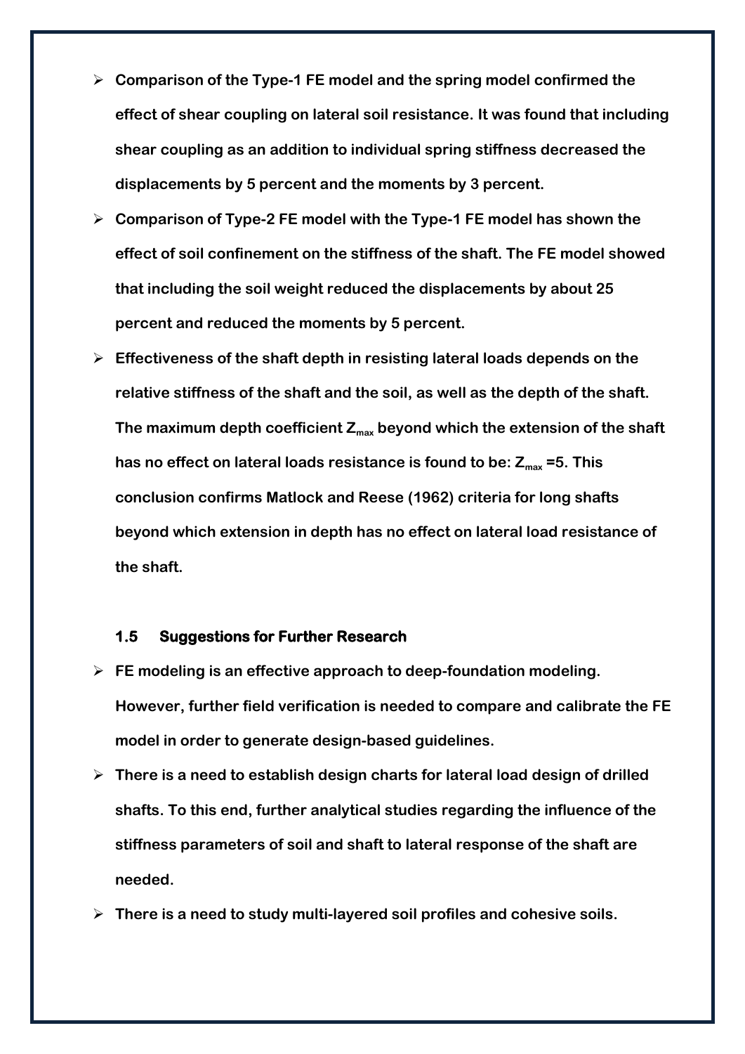- **Comparison of the Type-1 FE model and the spring model confirmed the effect of shear coupling on lateral soil resistance. It was found that including shear coupling as an addition to individual spring stiffness decreased the displacements by 5 percent and the moments by 3 percent.**
- **Comparison of Type-2 FE model with the Type-1 FE model has shown the effect of soil confinement on the stiffness of the shaft. The FE model showed that including the soil weight reduced the displacements by about 25 percent and reduced the moments by 5 percent.**
- **Effectiveness of the shaft depth in resisting lateral loads depends on the relative stiffness of the shaft and the soil, as well as the depth of the shaft. The maximum depth coefficient $Z_{max}$ beyond which the extension of the shaft has no effect on lateral loads resistance is found to be: $Z_{max}$ =5. This conclusion confirms Matlock and Reese (1962) criteria for long shafts beyond which extension in depth has no effect on lateral load resistance of the shaft.**

### 1.5 Suggestions for Further Research

- **FE modeling is an effective approach to deep-foundation modeling. However, further field verification is needed to compare and calibrate the FE model in order to generate design-based guidelines.**
- **There is a need to establish design charts for lateral load design of drilled shafts. To this end, further analytical studies regarding the influence of the stiffness parameters of soil and shaft to lateral response of the shaft are needed.**
- **There is a need to study multi-layered soil profiles and cohesive soils.**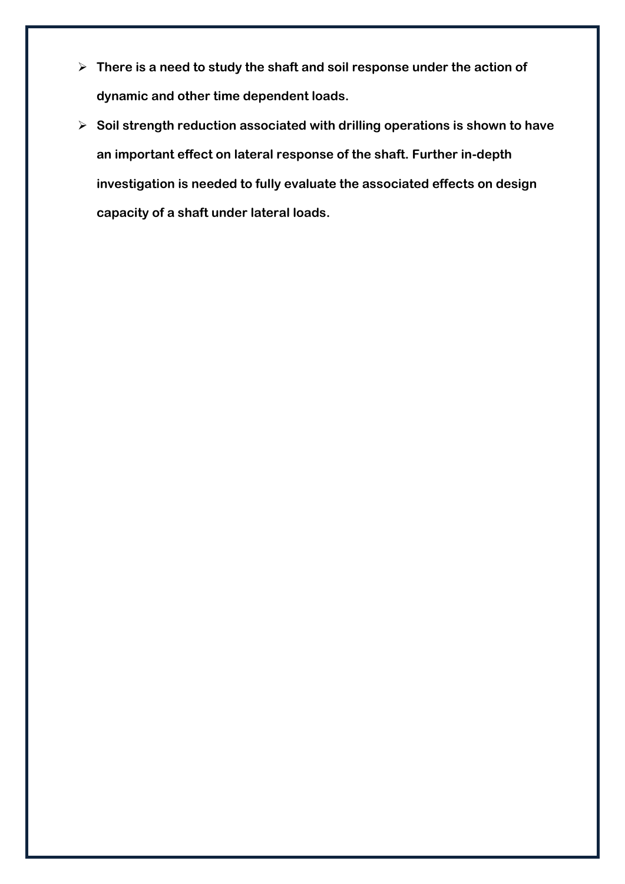- **There is a need to study the shaft and soil response under the action of dynamic and other time dependent loads.**
- **Soil strength reduction associated with drilling operations is shown to have an important effect on lateral response of the shaft. Further in-depth investigation is needed to fully evaluate the associated effects on design capacity of a shaft under lateral loads.**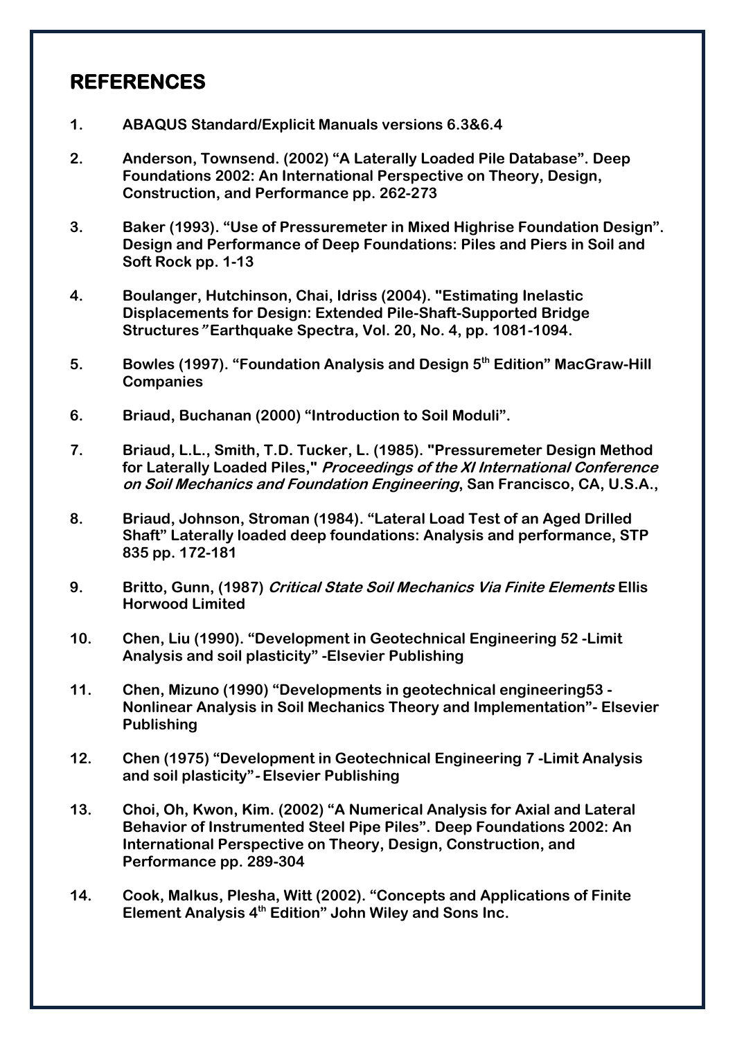## REFERENCES

1. ABAQUS Standard/Explicit Manuals versions 6.3&6.4

2. Anderson, Townsend. (2002) "A Laterally Loaded Pile Database". Deep Foundations 2002: An International Perspective on Theory, Design, Construction, and Performance pp. 262-273

3. Baker (1993). "Use of Pressuremeter in Mixed Highrise Foundation Design". Design and Performance of Deep Foundations: Piles and Piers in Soil and Soft Rock pp. 1-13

4. Boulanger, Hutchinson, Chai, Idriss (2004). "Estimating Inelastic Displacements for Design: Extended Pile-Shaft-Supported Bridge Structures" Earthquake Spectra, Vol. 20, No. 4, pp. 1081-1094.

5. Bowles (1997). "Foundation Analysis and Design 5th Edition" MacGraw-Hill Companies

6. Briaud, Buchanan (2000) "Introduction to Soil Moduli".

7. Briaud, L.L., Smith, T.D. Tucker, L. (1985). "Pressuremeter Design Method for Laterally Loaded Piles," *Proceedings of the XI International Conference on Soil Mechanics and Foundation Engineering*, San Francisco, CA, U.S.A.,

8. Briaud, Johnson, Stroman (1984). "Lateral Load Test of an Aged Drilled Shaft" Laterally loaded deep foundations: Analysis and performance, STP 835 pp. 172-181

9. Britto, Gunn, (1987) *Critical State Soil Mechanics Via Finite Elements* Ellis Horwood Limited

10. Chen, Liu (1990). "Development in Geotechnical Engineering 52 -Limit Analysis and soil plasticity" -Elsevier Publishing

11. Chen, Mizuno (1990) "Developments in geotechnical engineering53 - Nonlinear Analysis in Soil Mechanics Theory and Implementation"- Elsevier Publishing

12. Chen (1975) "Development in Geotechnical Engineering 7 -Limit Analysis and soil plasticity"- Elsevier Publishing

13. Choi, Oh, Kwon, Kim. (2002) "A Numerical Analysis for Axial and Lateral Behavior of Instrumented Steel Pipe Piles". Deep Foundations 2002: An International Perspective on Theory, Design, Construction, and Performance pp. 289-304

14. Cook, Malkus, Plesha, Witt (2002). "Concepts and Applications of Finite Element Analysis 4th Edition" John Wiley and Sons Inc.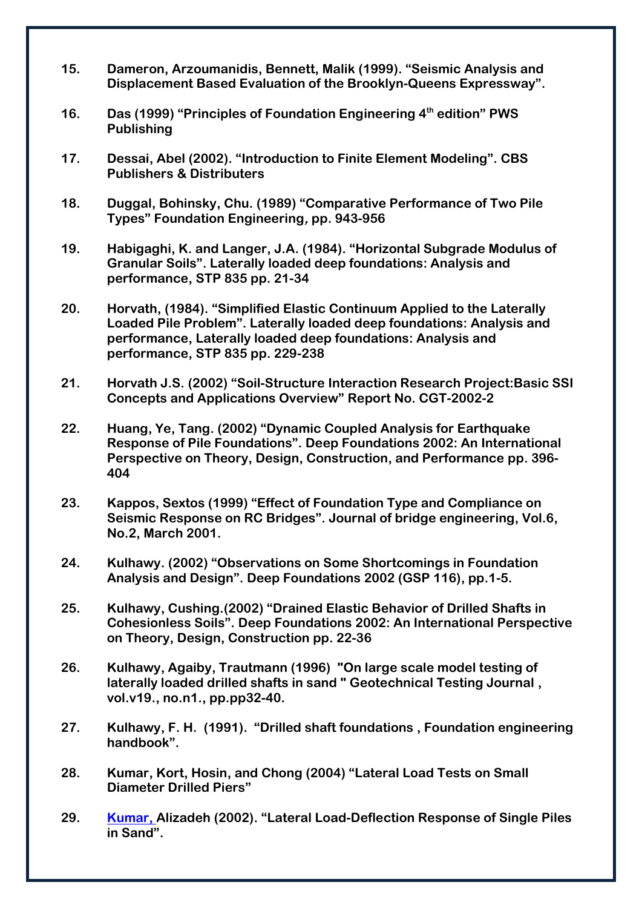15. **Dameron, Arzoumanidis, Bennett, Malik (1999). "Seismic Analysis and Displacement Based Evaluation of the Brooklyn-Queens Expressway".**

16. **Das (1999) "Principles of Foundation Engineering 4th edition" PWS Publishing**

17. **Dessai, Abel (2002). "Introduction to Finite Element Modeling". CBS Publishers & Distributers**

18. **Duggal, Bohinsky, Chu. (1989) "Comparative Performance of Two Pile Types" Foundation Engineering, pp. 943-956**

19. **Habigaghi, K. and Langer, J.A. (1984). "Horizontal Subgrade Modulus of Granular Soils". Laterally loaded deep foundations: Analysis and performance, STP 835 pp. 21-34**

20. **Horvath, (1984). "Simplified Elastic Continuum Applied to the Laterally Loaded Pile Problem". Laterally loaded deep foundations: Analysis and performance, Laterally loaded deep foundations: Analysis and performance, STP 835 pp. 229-238**

21. **Horvath J.S. (2002) "Soil-Structure Interaction Research Project:Basic SSI Concepts and Applications Overview" Report No. CGT-2002-2**

22. **Huang, Ye, Tang. (2002) "Dynamic Coupled Analysis for Earthquake Response of Pile Foundations". Deep Foundations 2002: An International Perspective on Theory, Design, Construction, and Performance pp. 396-404**

23. **Kappos, Sextos (1999) "Effect of Foundation Type and Compliance on Seismic Response on RC Bridges". Journal of bridge engineering, Vol.6, No.2, March 2001.**

24. **Kulhawy. (2002) "Observations on Some Shortcomings in Foundation Analysis and Design". Deep Foundations 2002 (GSP 116), pp.1-5.**

25. **Kulhawy, Cushing.(2002) "Drained Elastic Behavior of Drilled Shafts in Cohesionless Soils". Deep Foundations 2002: An International Perspective on Theory, Design, Construction pp. 22-36**

26. **Kulhawy, Agaiby, Trautmann (1996) "On large scale model testing of laterally loaded drilled shafts in sand " Geotechnical Testing Journal , vol.v19., no.n1., pp.pp32-40.**

27. **Kulhawy, F. H. (1991). "Drilled shaft foundations , Foundation engineering handbook".**

28. **Kumar, Kort, Hosin, and Chong (2004) "Lateral Load Tests on Small Diameter Drilled Piers"**

29. **Kumar, Alizadeh (2002). "Lateral Load-Deflection Response of Single Piles in Sand".**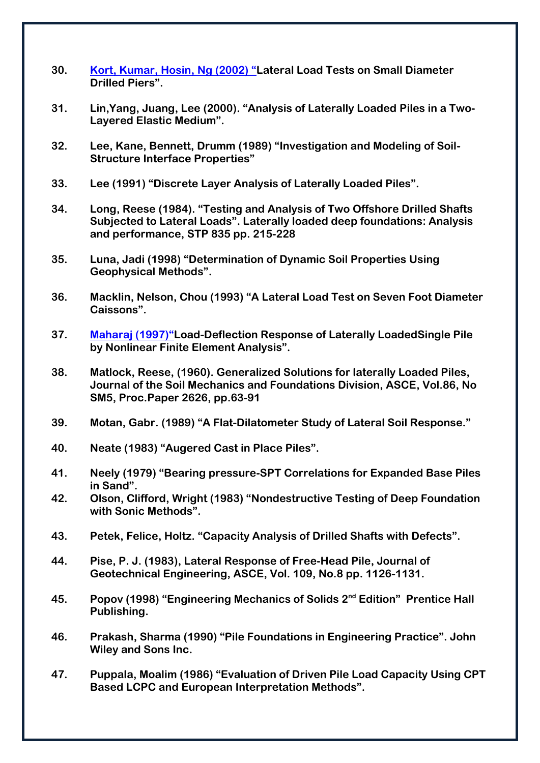30. Kort, Kumar, Hosin, Ng (2002) "Lateral Load Tests on Small Diameter Drilled Piers".

31. Lin,Yang, Juang, Lee (2000). "Analysis of Laterally Loaded Piles in a Two-Layered Elastic Medium".

32. Lee, Kane, Bennett, Drumm (1989) "Investigation and Modeling of Soil-Structure Interface Properties"

33. Lee (1991) "Discrete Layer Analysis of Laterally Loaded Piles".

34. Long, Reese (1984). "Testing and Analysis of Two Offshore Drilled Shafts Subjected to Lateral Loads". Laterally loaded deep foundations: Analysis and performance, STP 835 pp. 215-228

35. Luna, Jadi (1998) "Determination of Dynamic Soil Properties Using Geophysical Methods".

36. Macklin, Nelson, Chou (1993) "A Lateral Load Test on Seven Foot Diameter Caissons".

37. Maharaj (1997)"Load-Deflection Response of Laterally LoadedSingle Pile by Nonlinear Finite Element Analysis".

38. Matlock, Reese, (1960). Generalized Solutions for laterally Loaded Piles, Journal of the Soil Mechanics and Foundations Division, ASCE, Vol.86, No SM5, Proc.Paper 2626, pp.63-91

39. Motan, Gabr. (1989) "A Flat-Dilatometer Study of Lateral Soil Response."

40. Neate (1983) "Augered Cast in Place Piles".

41. Neely (1979) "Bearing pressure-SPT Correlations for Expanded Base Piles in Sand".

42. Olson, Clifford, Wright (1983) "Nondestructive Testing of Deep Foundation with Sonic Methods".

43. Petek, Felice, Holtz. "Capacity Analysis of Drilled Shafts with Defects".

44. Pise, P. J. (1983), Lateral Response of Free-Head Pile, Journal of Geotechnical Engineering, ASCE, Vol. 109, No.8 pp. 1126-1131.

45. Popov (1998) "Engineering Mechanics of Solids 2nd Edition" Prentice Hall Publishing.

46. Prakash, Sharma (1990) "Pile Foundations in Engineering Practice". John Wiley and Sons Inc.

47. Puppala, Moalim (1986) "Evaluation of Driven Pile Load Capacity Using CPT Based LCPC and European Interpretation Methods".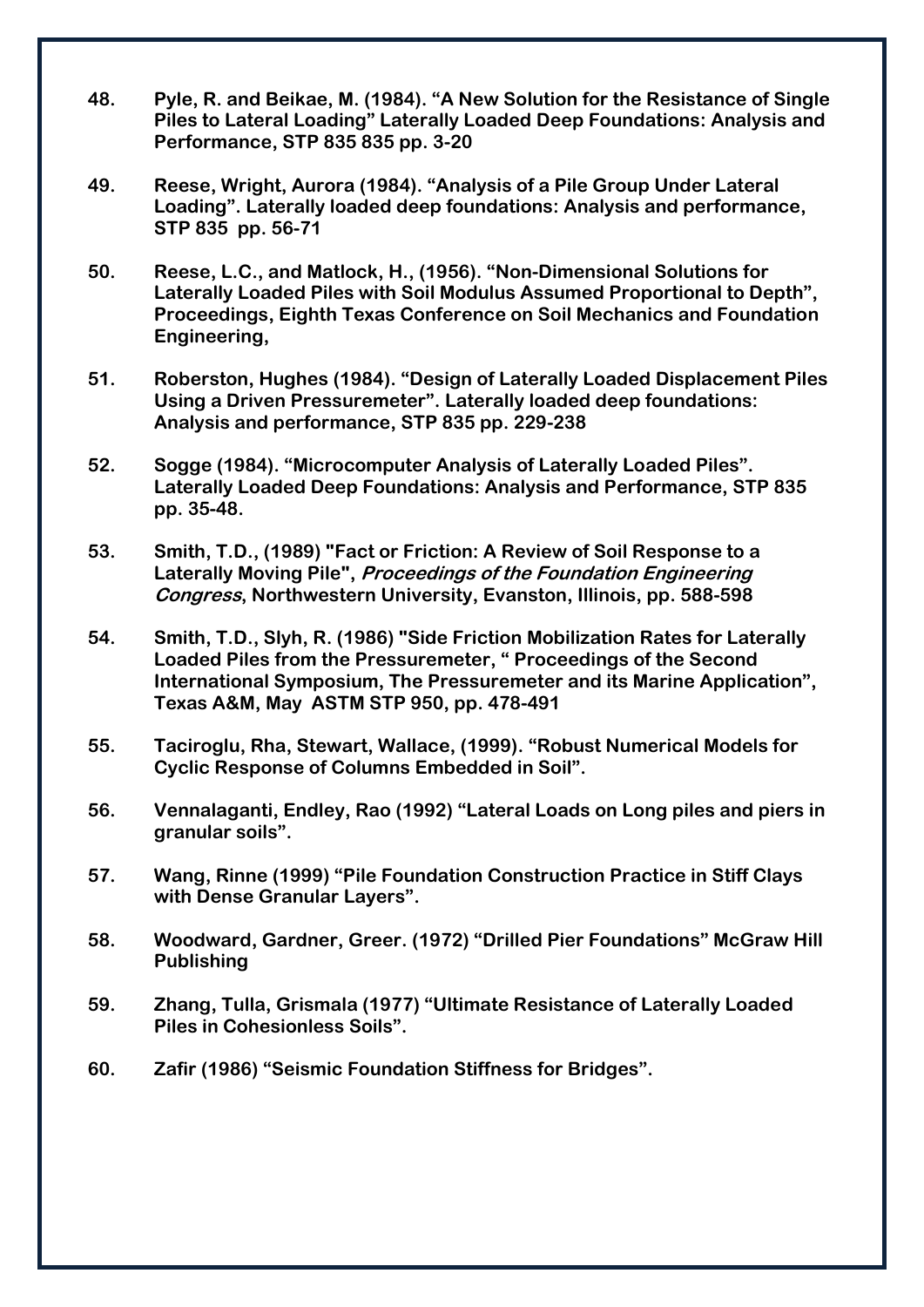48. **Pyle, R. and Beikae, M. (1984). "A New Solution for the Resistance of Single Piles to Lateral Loading" Laterally Loaded Deep Foundations: Analysis and Performance, STP 835 835 pp. 3-20**

49. **Reese, Wright, Aurora (1984). "Analysis of a Pile Group Under Lateral Loading". Laterally loaded deep foundations: Analysis and performance, STP 835 pp. 56-71**

50. **Reese, L.C., and Matlock, H., (1956). "Non-Dimensional Solutions for Laterally Loaded Piles with Soil Modulus Assumed Proportional to Depth", Proceedings, Eighth Texas Conference on Soil Mechanics and Foundation Engineering,**

51. **Roberston, Hughes (1984). "Design of Laterally Loaded Displacement Piles Using a Driven Pressuremeter". Laterally loaded deep foundations: Analysis and performance, STP 835 pp. 229-238**

52. **Sogge (1984). "Microcomputer Analysis of Laterally Loaded Piles". Laterally Loaded Deep Foundations: Analysis and Performance, STP 835 pp. 35-48.**

53. **Smith, T.D., (1989) "Fact or Friction: A Review of Soil Response to a Laterally Moving Pile", *Proceedings of the Foundation Engineering Congress*, Northwestern University, Evanston, Illinois, pp. 588-598**

54. **Smith, T.D., Slyh, R. (1986) "Side Friction Mobilization Rates for Laterally Loaded Piles from the Pressuremeter, " Proceedings of the Second International Symposium, The Pressuremeter and its Marine Application", Texas A&M, May ASTM STP 950, pp. 478-491**

55. **Taciroglu, Rha, Stewart, Wallace, (1999). "Robust Numerical Models for Cyclic Response of Columns Embedded in Soil".**

56. **Vennalaganti, Endley, Rao (1992) "Lateral Loads on Long piles and piers in granular soils".**

57. **Wang, Rinne (1999) "Pile Foundation Construction Practice in Stiff Clays with Dense Granular Layers".**

58. **Woodward, Gardner, Greer. (1972) "Drilled Pier Foundations" McGraw Hill Publishing**

59. **Zhang, Tulla, Grismala (1977) "Ultimate Resistance of Laterally Loaded Piles in Cohesionless Soils".**

60. **Zafir (1986) "Seismic Foundation Stiffness for Bridges".**